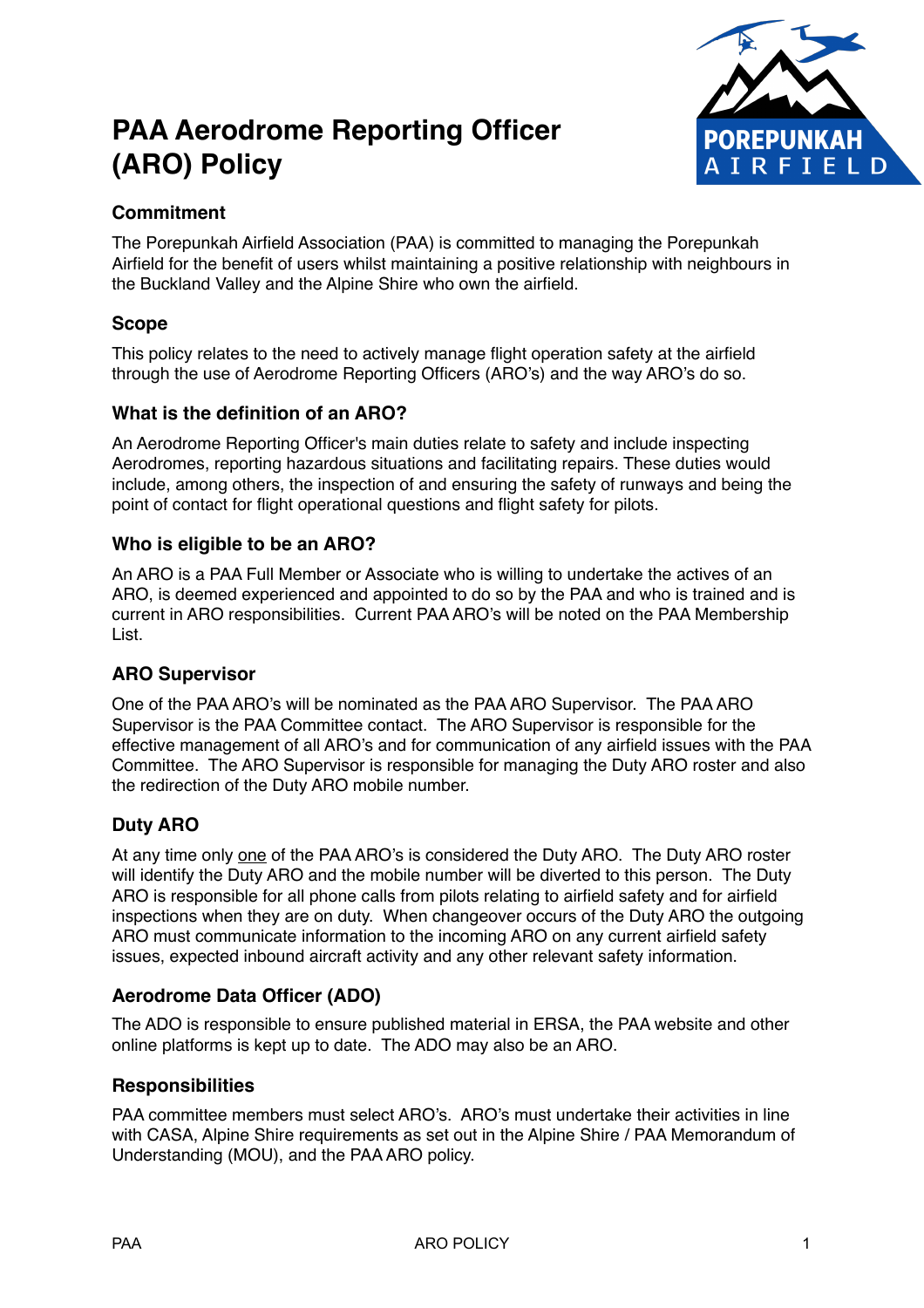# PAA Aerodrome Reporting Officer (ARO) Policy

## Commitment

The Porepunkah Airfield Association (PAA) is committed to managing the Porepunkah Airfield for the benefit of users whilst maintaining a positive relationship with neighbours in the Buckland Valley and the Alpine Shire who own the airfield.

## Scope

This policy relates to the need to actively manage flight operation safety at the airfield through the use of Aerodrome Reporting Officers (ARO's) and the way ARO's do so.

## What is the definition of an ARO?

An Aerodrome Reporting Officer's main duties relate to safety and include inspecting Aerodromes, reporting hazardous situations and facilitating repairs. These duties would include, among others, the inspection of and ensuring the safety of runways and being the point of contact for flight operational questions and flight safety for pilots.

## Who is eligible to be an ARO?

An ARO is a PAA Full Member or Associate who is willing to undertake the actives of an ARO, is deemed experienced and appointed to do so by the PAA and who is trained and is current in ARO responsibilities. Current PAA ARO's will be noted on the PAA Membership List.

## ARO Supervisor

One of the PAA ARO's will be nominated as the PAA ARO Supervisor. The PAA ARO Supervisor is the PAA Committee contact. The ARO Supervisor is responsible for the effective management of all ARO's and for communication of any airfield issues with the PAA Committee. The ARO Supervisor is responsible for managing the Duty ARO roster and also the redirection of the Duty ARO mobile number.

## Duty ARO

At any time only <u>one</u> of the PAA ARO's is considered the Duty ARO. The Duty ARO roster will identify the Duty ARO and the mobile number will be diverted to this person. The Duty ARO is responsible for all phone calls from pilots relating to airfield safety and for airfield inspections when they are on duty. When changeover occurs of the Duty ARO the outgoing ARO must communicate information to the incoming ARO on any current airfield safety issues, expected inbound aircraft activity and any other relevant safety information.

## Aerodrome Data Officer (ADO)

The ADO is responsible to ensure published material in ERSA, the PAA website and other online platforms is kept up to date. The ADO may also be an ARO.

## Responsibilities

PAA committee members must select ARO's. ARO's must undertake their activities in line with CASA, Alpine Shire requirements as set out in the Alpine Shire / PAA Memorandum of Understanding (MOU), and the PAA ARO policy.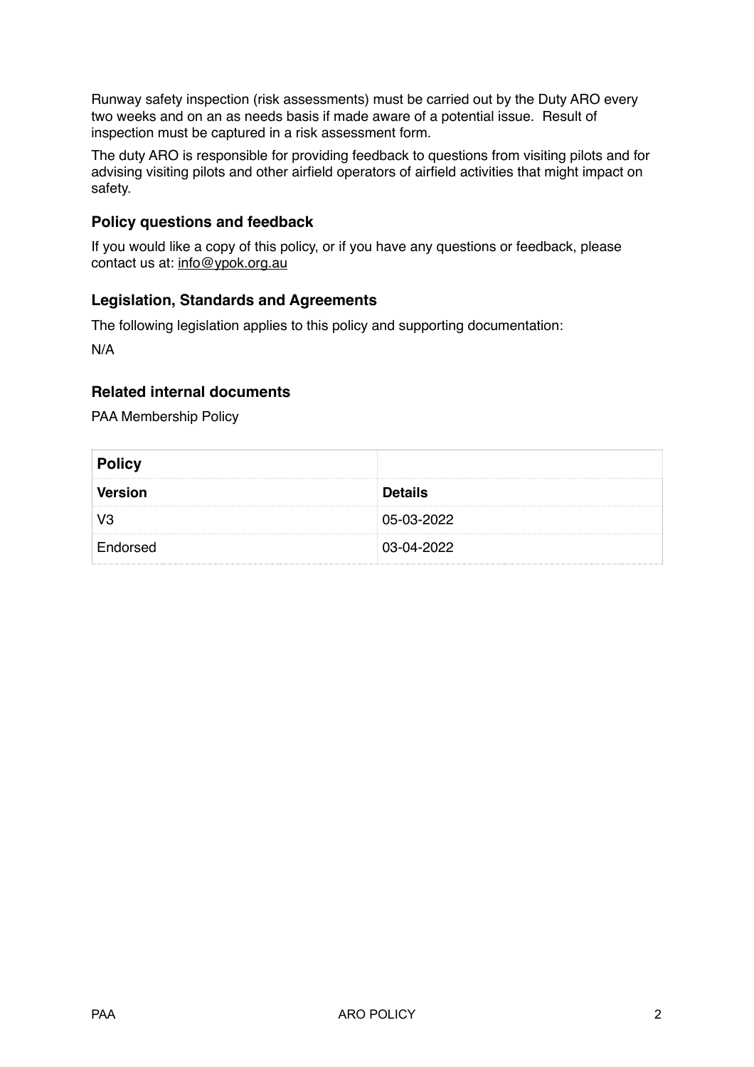Runway safety inspection (risk assessments) must be carried out by the Duty ARO every two weeks and on an as needs basis if made aware of a potential issue. Result of inspection must be captured in a risk assessment form.

The duty ARO is responsible for providing feedback to questions from visiting pilots and for advising visiting pilots and other airfield operators of airfield activities that might impact on safety.

### Policy questions and feedback

If you would like a copy of this policy, or if you have any questions or feedback, please contact us at: info@ypok.org.au

### Legislation, Standards and Agreements

The following legislation applies to this policy and supporting documentation:

N/A

### Related internal documents

PAA Membership Policy

| **Policy** | |
|---|---|
| **Version** | **Details** |
| V3 | 05-03-2022 |
| Endorsed | 03-04-2022 |